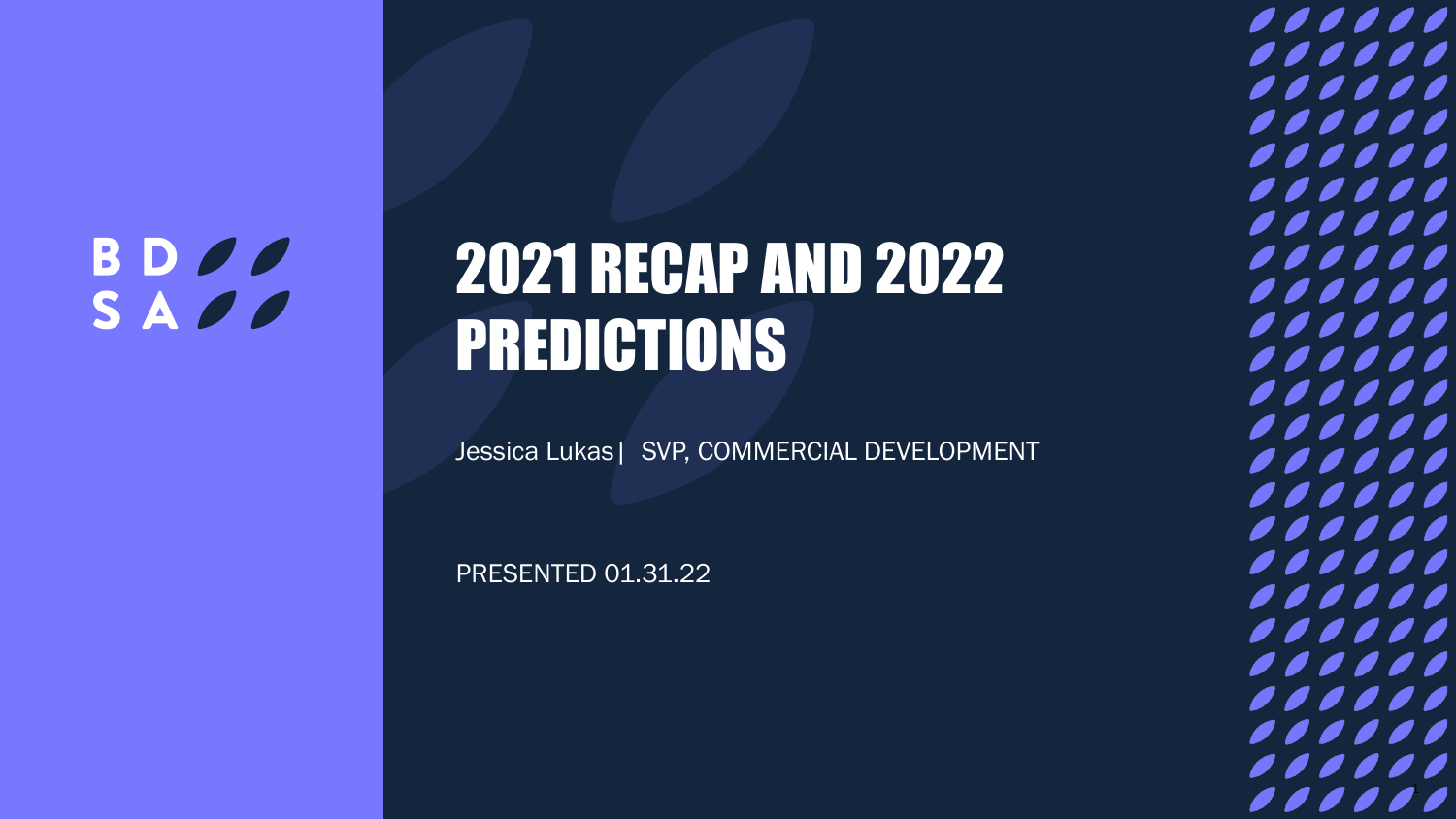BDSA

# 2021 RECAP AND 2022 PREDICTIONS

Jessica Lukas | SVP, COMMERCIAL DEVELOPMENT

PRESENTED 01.31.22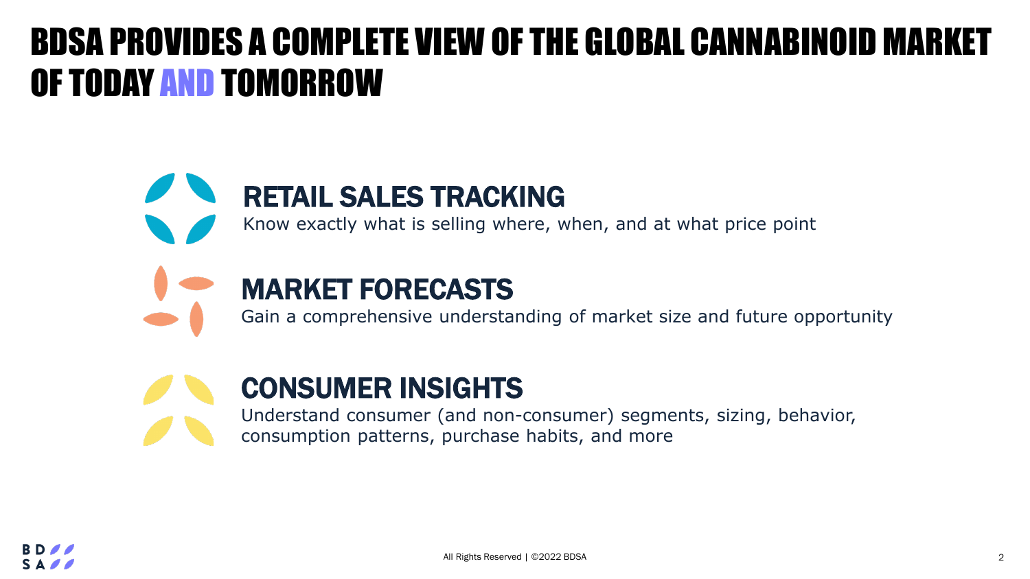# BDSA PROVIDES A COMPLETE VIEW OF THE GLOBAL CANNABINOID MARKET OF TODAY AND TOMORROW

## RETAIL SALES TRACKING

Know exactly what is selling where, when, and at what price point

## MARKET FORECASTS

Gain a comprehensive understanding of market size and future opportunity

## CONSUMER INSIGHTS

Understand consumer (and non-consumer) segments, sizing, behavior, consumption patterns, purchase habits, and more

All Rights Reserved | ©2022 BDSA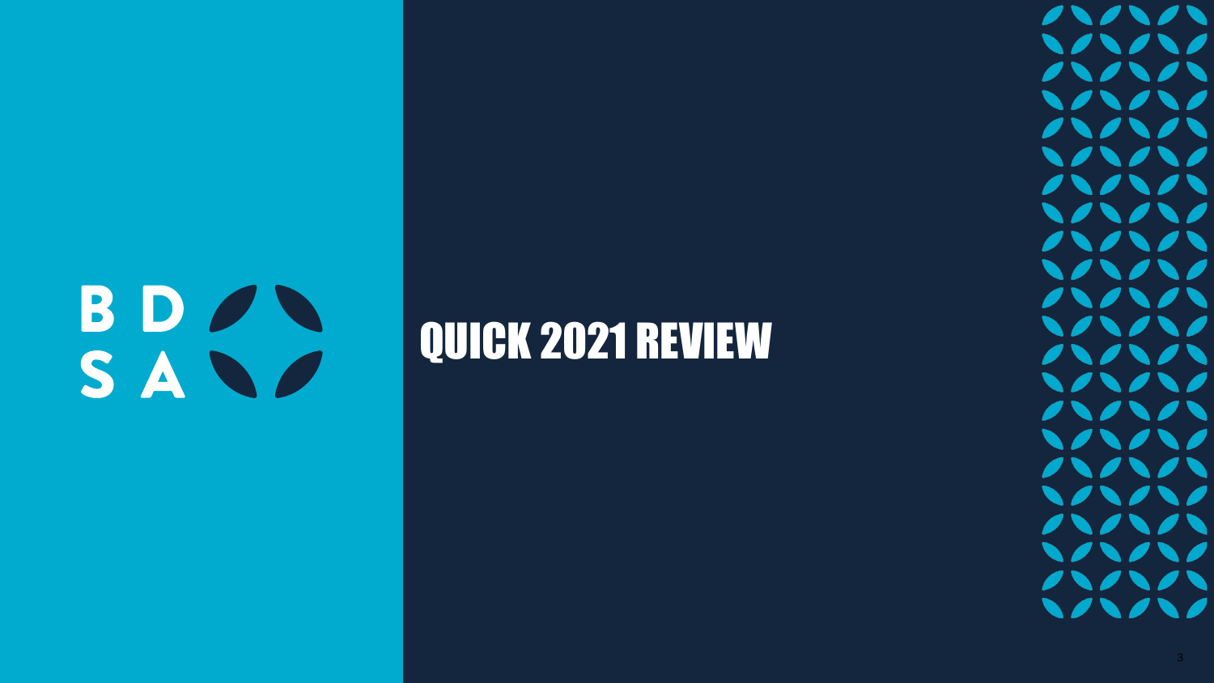# QUICK 2021 REVIEW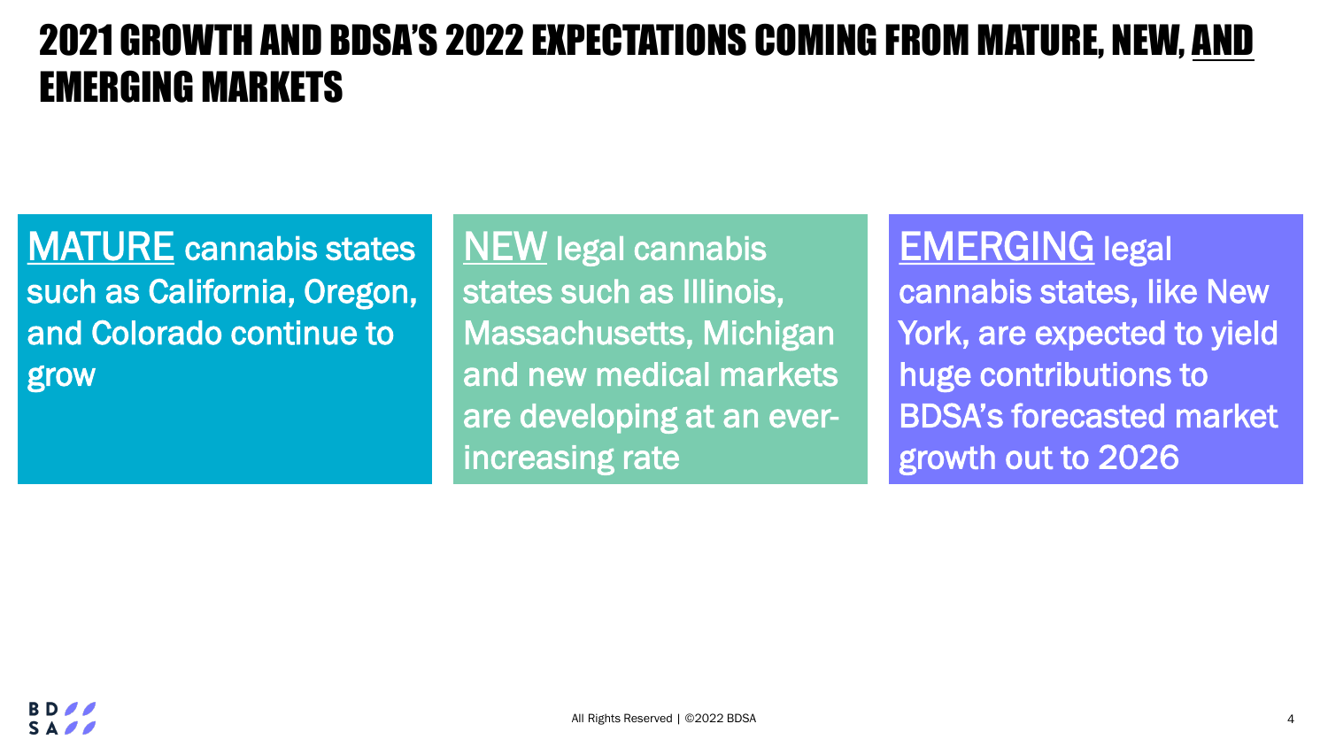# 2021 GROWTH AND BDSA'S 2022 EXPECTATIONS COMING FROM MATURE, NEW, AND EMERGING MARKETS

MATURE cannabis states such as California, Oregon, and Colorado continue to grow

NEW legal cannabis states such as Illinois, Massachusetts, Michigan and new medical markets are developing at an ever-increasing rate

EMERGING legal cannabis states, like New York, are expected to yield huge contributions to BDSA's forecasted market growth out to 2026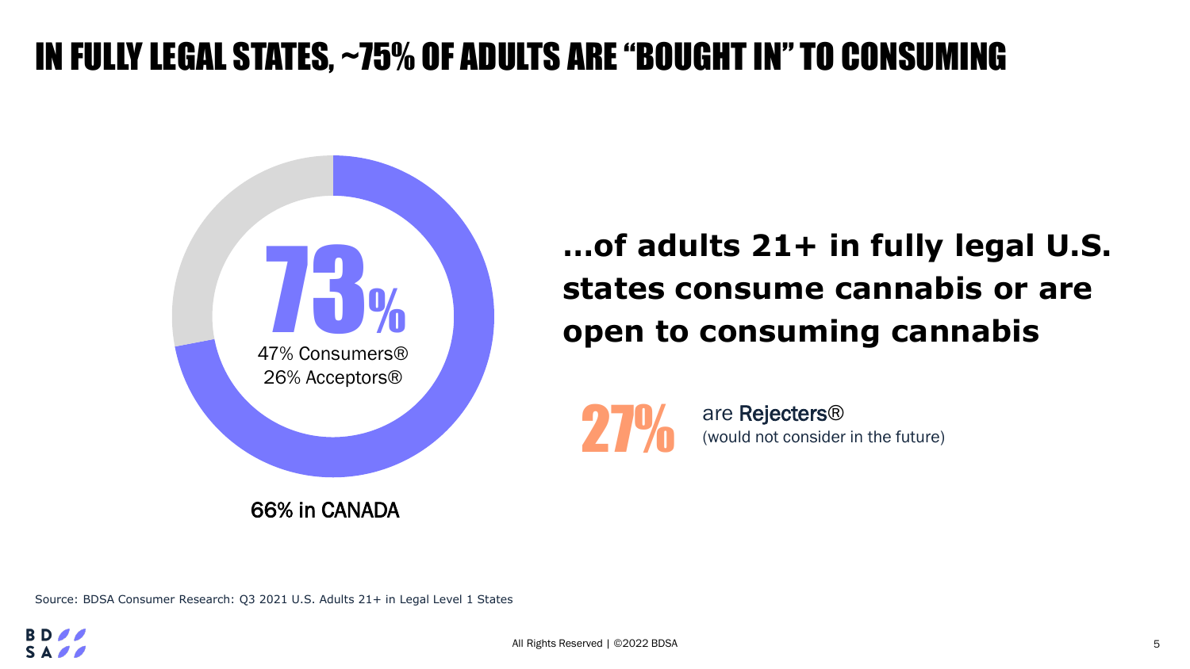# IN FULLY LEGAL STATES, ~75% OF ADULTS ARE "BOUGHT IN" TO CONSUMING

**73%**

47% Consumers®
26% Acceptors®

66% in CANADA

**...of adults 21+ in fully legal U.S. states consume cannabis or are open to consuming cannabis**

**27%** are Rejecters®
(would not consider in the future)

Source: BDSA Consumer Research: Q3 2021 U.S. Adults 21+ in Legal Level 1 States

All Rights Reserved | ©2022 BDSA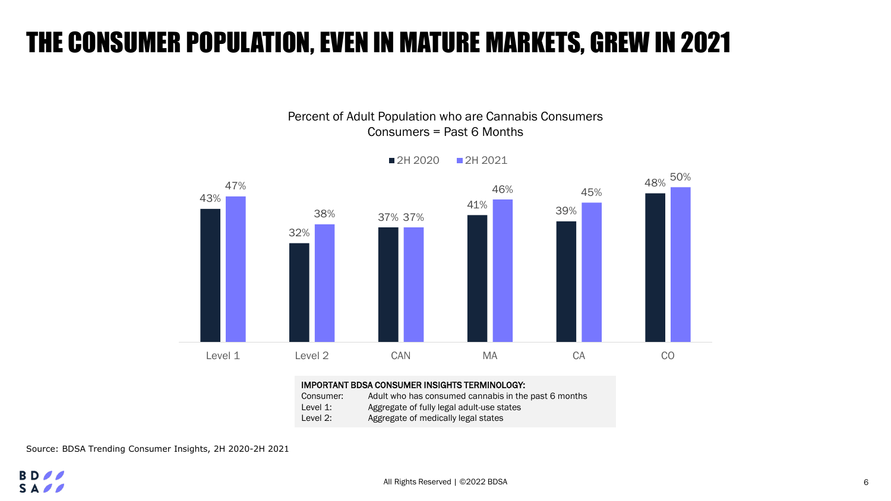# THE CONSUMER POPULATION, EVEN IN MATURE MARKETS, GREW IN 2021

Percent of Adult Population who are Cannabis Consumers
Consumers = Past 6 Months

| | Level 1 | Level 2 | CAN | MA | CA | CO |
|---|---|---|---|---|---|---|
| 2H 2020 | 43% | 32% | 37% | 41% | 39% | 48% |
| 2H 2021 | 47% | 38% | 37% | 46% | 45% | 50% |

**IMPORTANT BDSA CONSUMER INSIGHTS TERMINOLOGY:**

| | |
|---|---|
| Consumer: | Adult who has consumed cannabis in the past 6 months |
| Level 1: | Aggregate of fully legal adult-use states |
| Level 2: | Aggregate of medically legal states |

Source: BDSA Trending Consumer Insights, 2H 2020-2H 2021

All Rights Reserved | ©2022 BDSA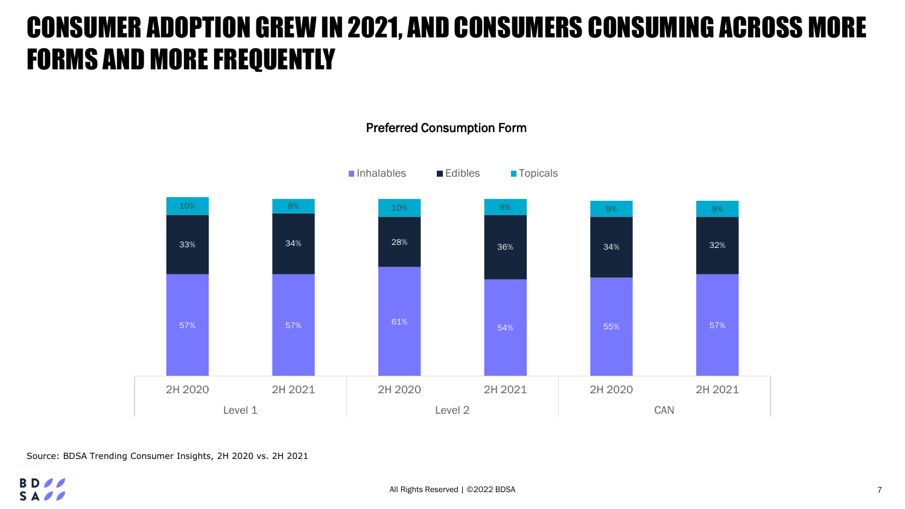# CONSUMER ADOPTION GREW IN 2021, AND CONSUMERS CONSUMING ACROSS MORE FORMS AND MORE FREQUENTLY

**Preferred Consumption Form**

| | Level 1 | | Level 2 | | CAN | |
|---|---|---|---|---|---|---|
| | 2H 2020 | 2H 2021 | 2H 2020 | 2H 2021 | 2H 2020 | 2H 2021 |
| Topicals | 10% | 8% | 10% | 9% | 9% | 9% |
| Edibles | 33% | 34% | 28% | 36% | 34% | 32% |
| Inhalables | 57% | 57% | 61% | 54% | 55% | 57% |

Source: BDSA Trending Consumer Insights, 2H 2020 vs. 2H 2021

All Rights Reserved | ©2022 BDSA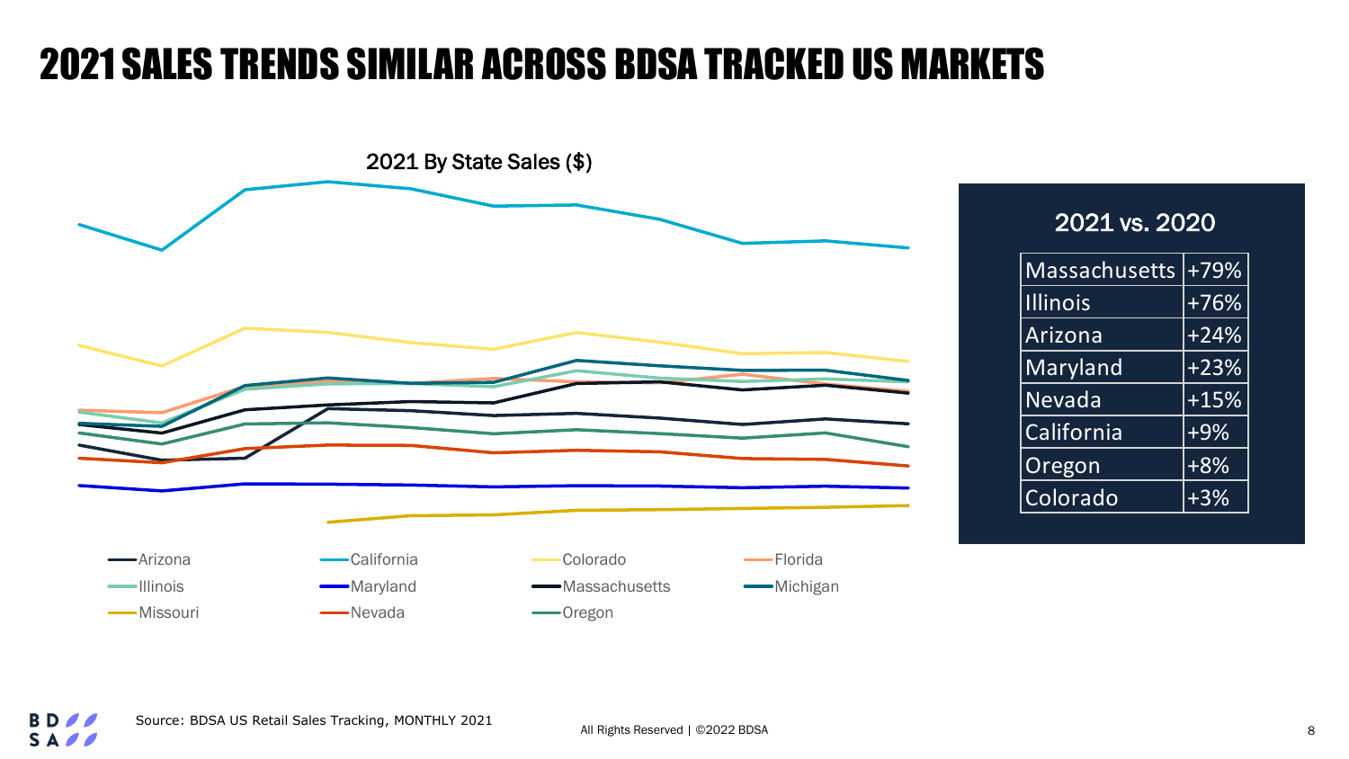# 2021 SALES TRENDS SIMILAR ACROSS BDSA TRACKED US MARKETS

2021 By State Sales ($)

Arizona, California, Colorado, Florida, Illinois, Maryland, Massachusetts, Michigan, Missouri, Nevada, Oregon

## 2021 vs. 2020

| State | Change |
|---|---|
| Massachusetts | +79% |
| Illinois | +76% |
| Arizona | +24% |
| Maryland | +23% |
| Nevada | +15% |
| California | +9% |
| Oregon | +8% |
| Colorado | +3% |

Source: BDSA US Retail Sales Tracking, MONTHLY 2021

All Rights Reserved | ©2022 BDSA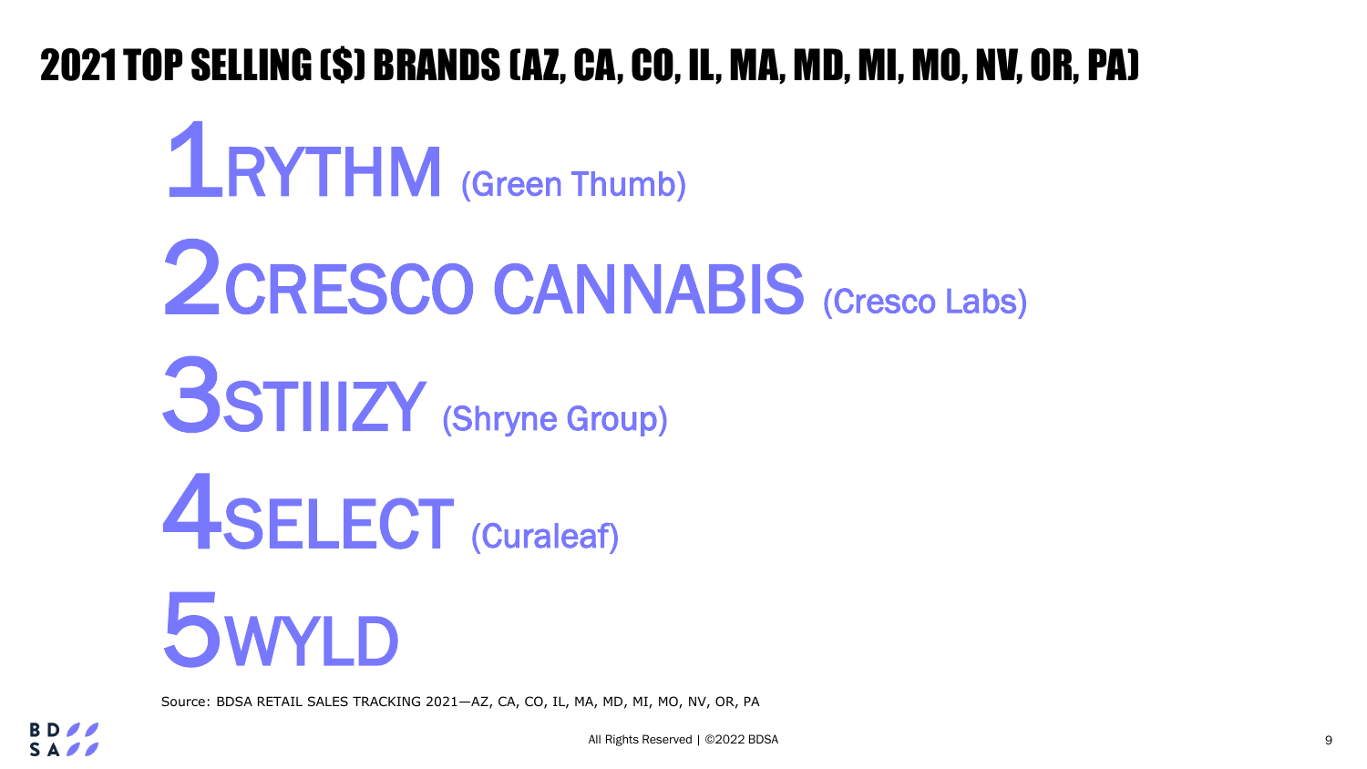# 2021 TOP SELLING ($) BRANDS (AZ, CA, CO, IL, MA, MD, MI, MO, NV, OR, PA)

1. RYTHM (Green Thumb)
2. CRESCO CANNABIS (Cresco Labs)
3. STIIIZY (Shryne Group)
4. SELECT (Curaleaf)
5. WYLD

Source: BDSA RETAIL SALES TRACKING 2021—AZ, CA, CO, IL, MA, MD, MI, MO, NV, OR, PA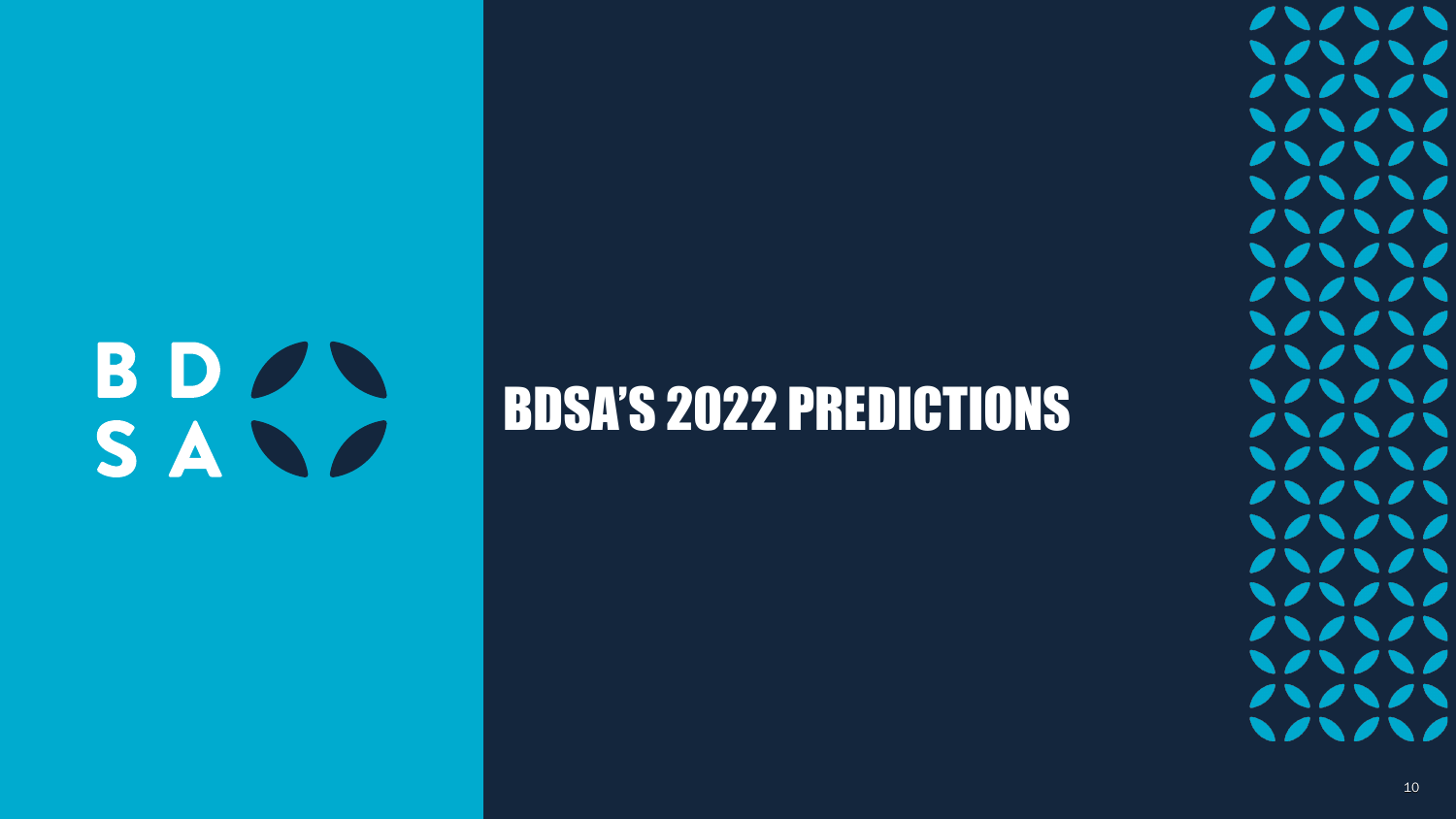# BDSA'S 2022 PREDICTIONS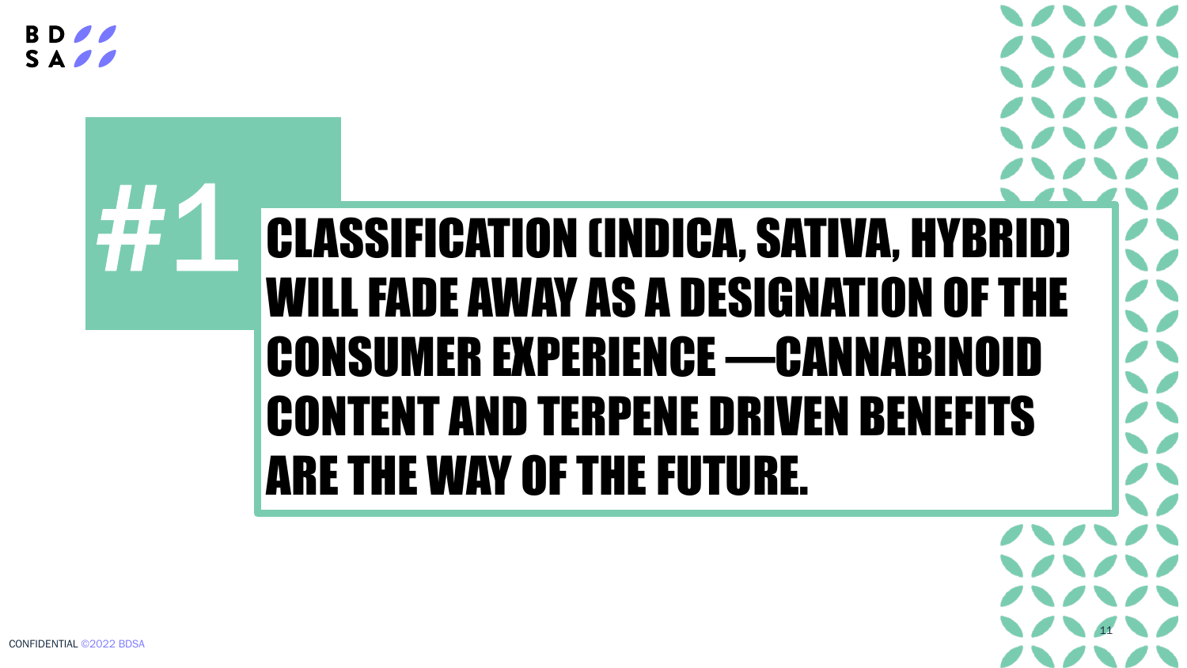# #1

## CLASSIFICATION (INDICA, SATIVA, HYBRID) WILL FADE AWAY AS A DESIGNATION OF THE CONSUMER EXPERIENCE —CANNABINOID CONTENT AND TERPENE DRIVEN BENEFITS ARE THE WAY OF THE FUTURE.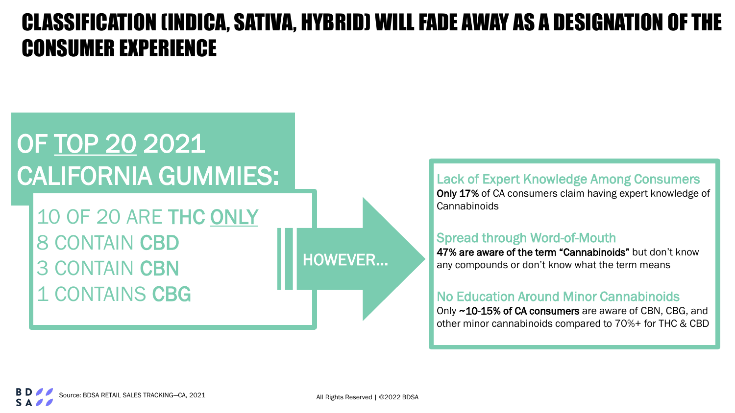# CLASSIFICATION (INDICA, SATIVA, HYBRID) WILL FADE AWAY AS A DESIGNATION OF THE CONSUMER EXPERIENCE

## OF TOP 20 2021 CALIFORNIA GUMMIES:

- 10 OF 20 ARE **THC ONLY**
- 8 CONTAIN **CBD**
- 3 CONTAIN **CBN**
- 1 CONTAINS **CBG**

HOWEVER…

### Lack of Expert Knowledge Among Consumers

**Only 17%** of CA consumers claim having expert knowledge of Cannabinoids

### Spread through Word-of-Mouth

**47% are aware of the term "Cannabinoids"** but don't know any compounds or don't know what the term means

### No Education Around Minor Cannabinoids

Only **~10-15% of CA consumers** are aware of CBN, CBG, and other minor cannabinoids compared to 70%+ for THC & CBD

Source: BDSA RETAIL SALES TRACKING—CA, 2021

All Rights Reserved | ©2022 BDSA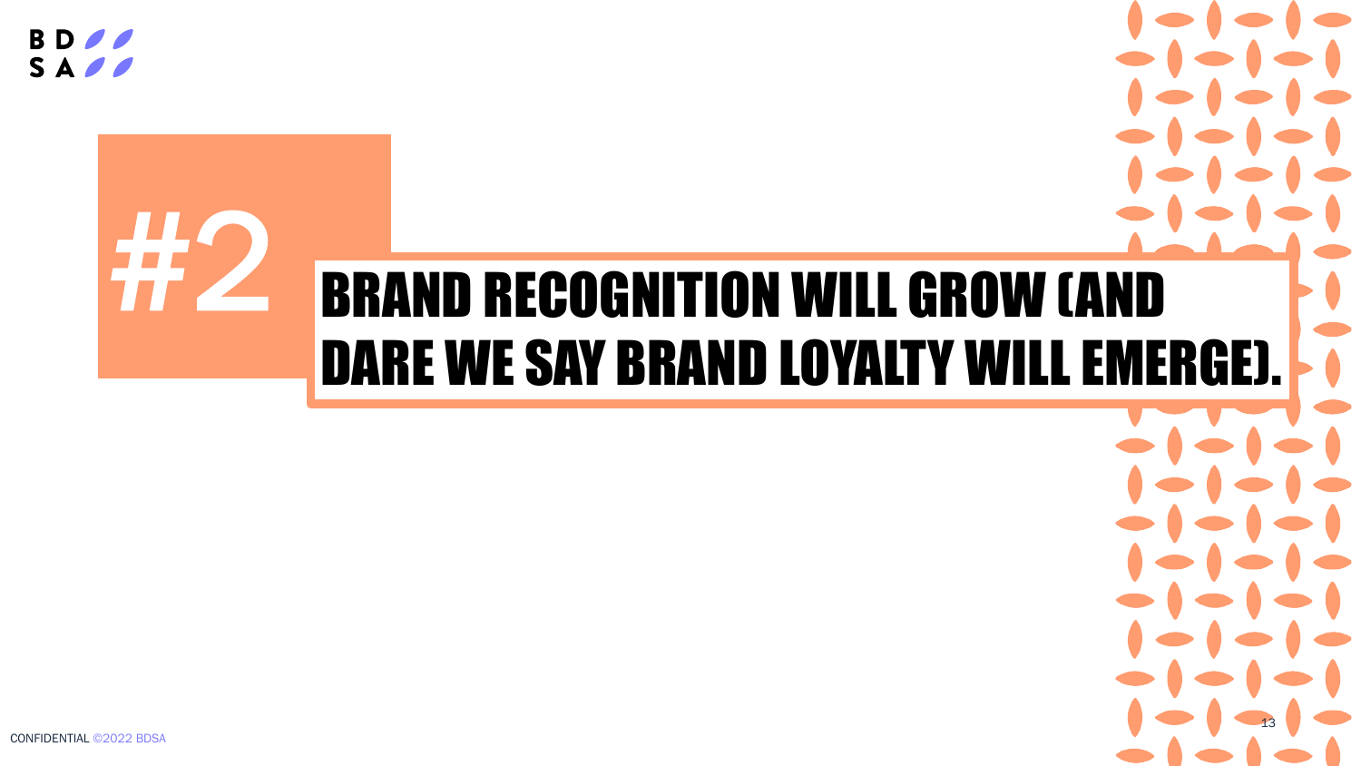# #2

## BRAND RECOGNITION WILL GROW (AND DARE WE SAY BRAND LOYALTY WILL EMERGE).

CONFIDENTIAL ©2022 BDSA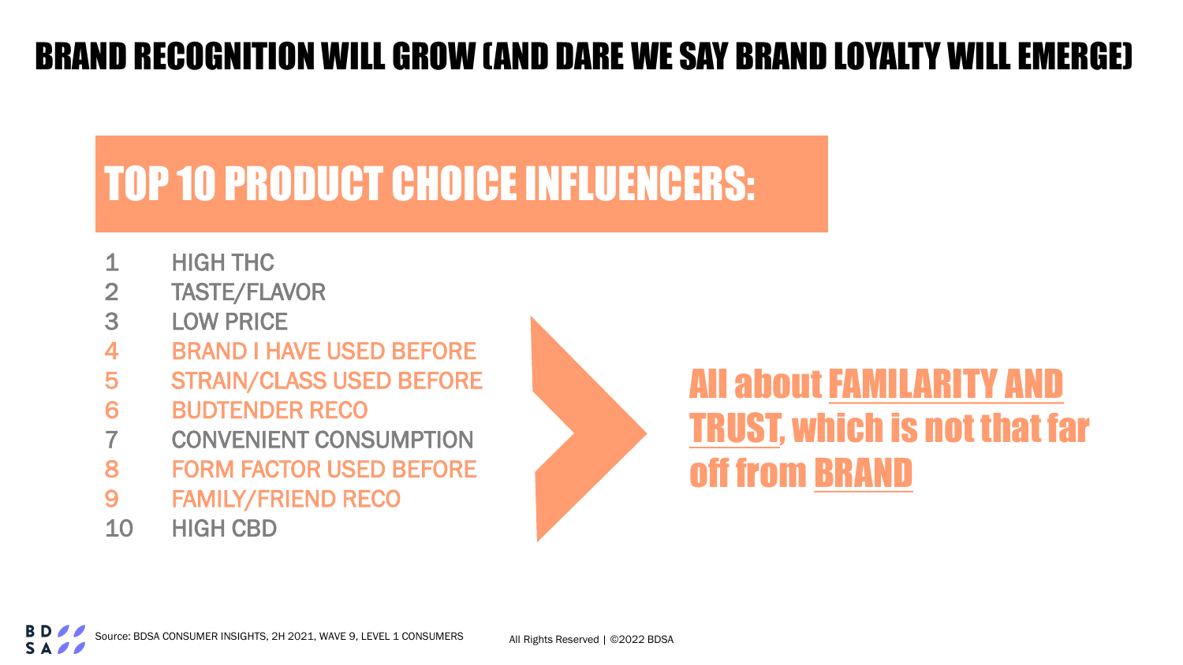# BRAND RECOGNITION WILL GROW (AND DARE WE SAY BRAND LOYALTY WILL EMERGE)

## TOP 10 PRODUCT CHOICE INFLUENCERS:

1. HIGH THC
2. TASTE/FLAVOR
3. LOW PRICE
4. BRAND I HAVE USED BEFORE
5. STRAIN/CLASS USED BEFORE
6. BUDTENDER RECO
7. CONVENIENT CONSUMPTION
8. FORM FACTOR USED BEFORE
9. FAMILY/FRIEND RECO
10. HIGH CBD

All about FAMILARITY AND TRUST, which is not that far off from BRAND

Source: BDSA CONSUMER INSIGHTS, 2H 2021, WAVE 9, LEVEL 1 CONSUMERS

All Rights Reserved | ©2022 BDSA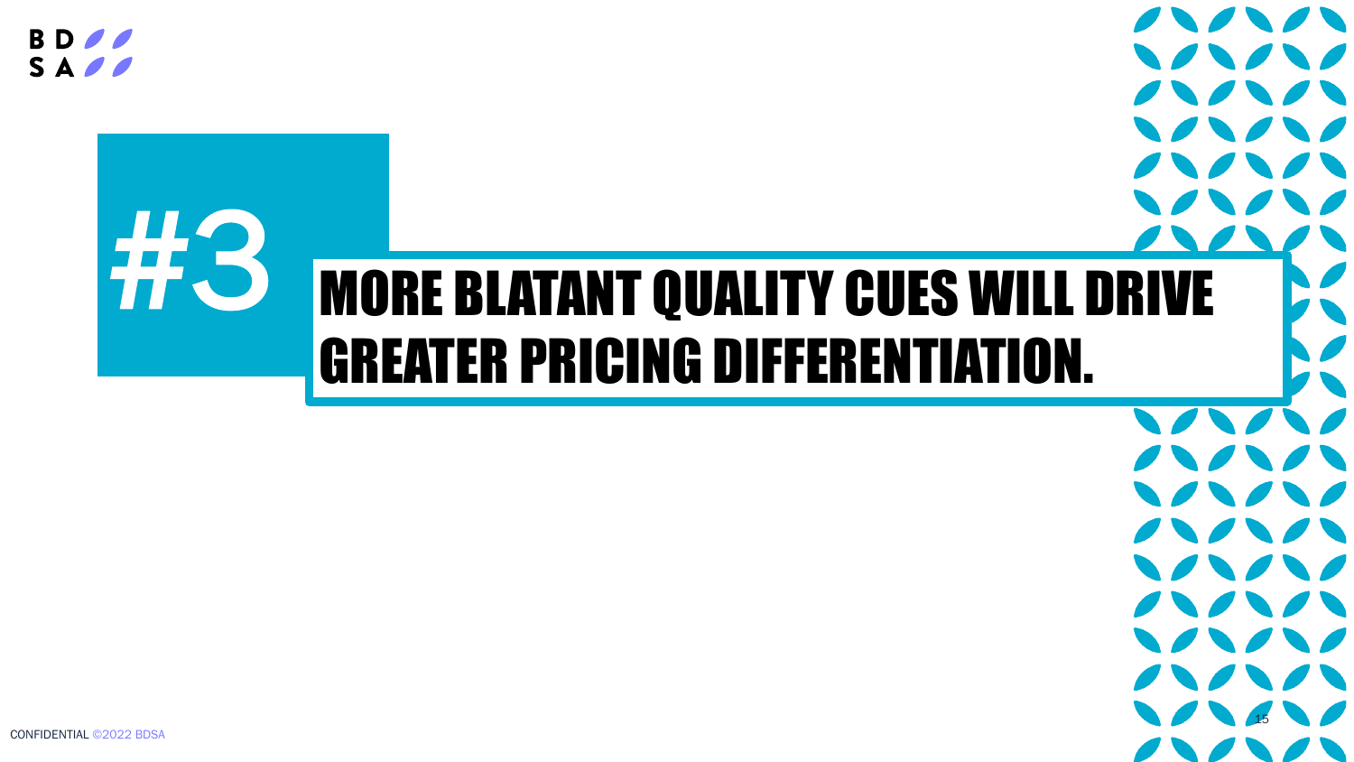# #3

# MORE BLATANT QUALITY CUES WILL DRIVE GREATER PRICING DIFFERENTIATION.

CONFIDENTIAL ©2022 BDSA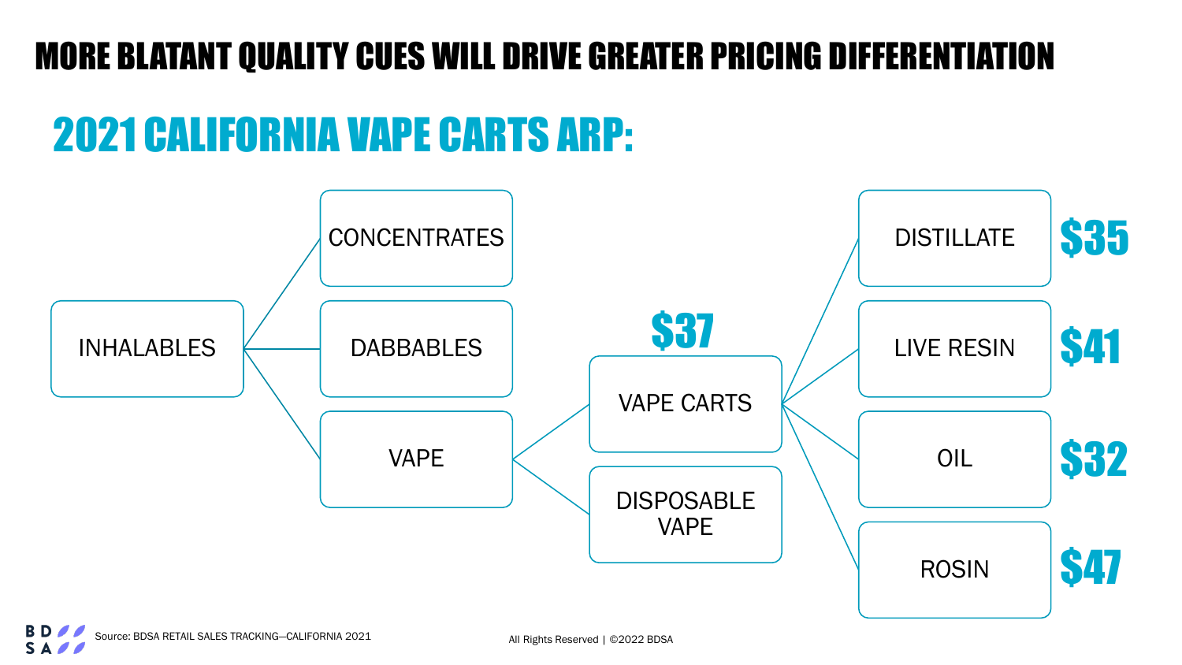# MORE BLATANT QUALITY CUES WILL DRIVE GREATER PRICING DIFFERENTIATION

## 2021 CALIFORNIA VAPE CARTS ARP:

- INHALABLES
  - CONCENTRATES
  - DABBABLES
  - VAPE
    - VAPE CARTS — $37
      - DISTILLATE — $35
      - LIVE RESIN — $41
      - OIL — $32
      - ROSIN — $47
    - DISPOSABLE VAPE

Source: BDSA RETAIL SALES TRACKING—CALIFORNIA 2021

All Rights Reserved | ©2022 BDSA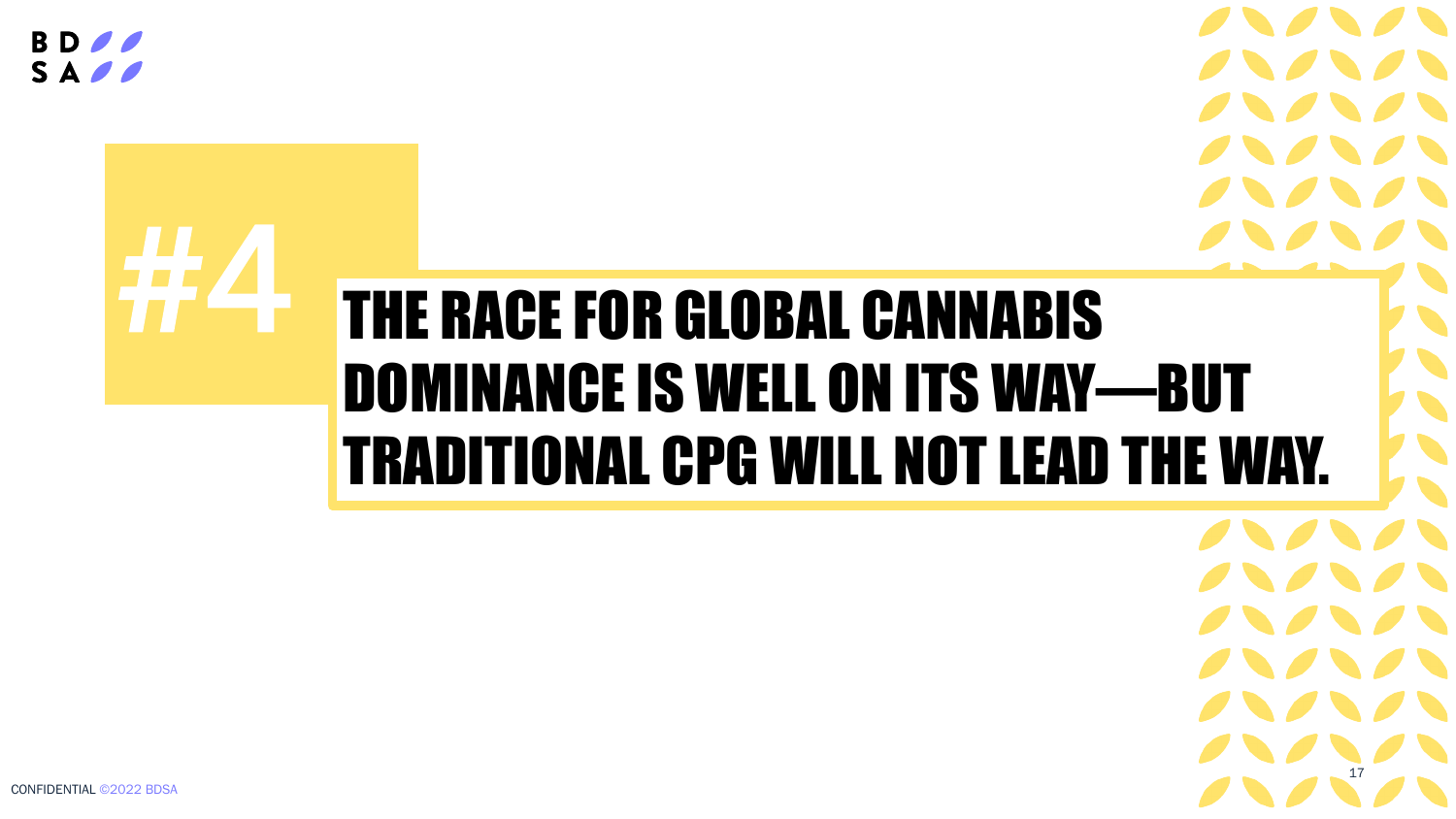# #4

# THE RACE FOR GLOBAL CANNABIS DOMINANCE IS WELL ON ITS WAY—BUT TRADITIONAL CPG WILL NOT LEAD THE WAY.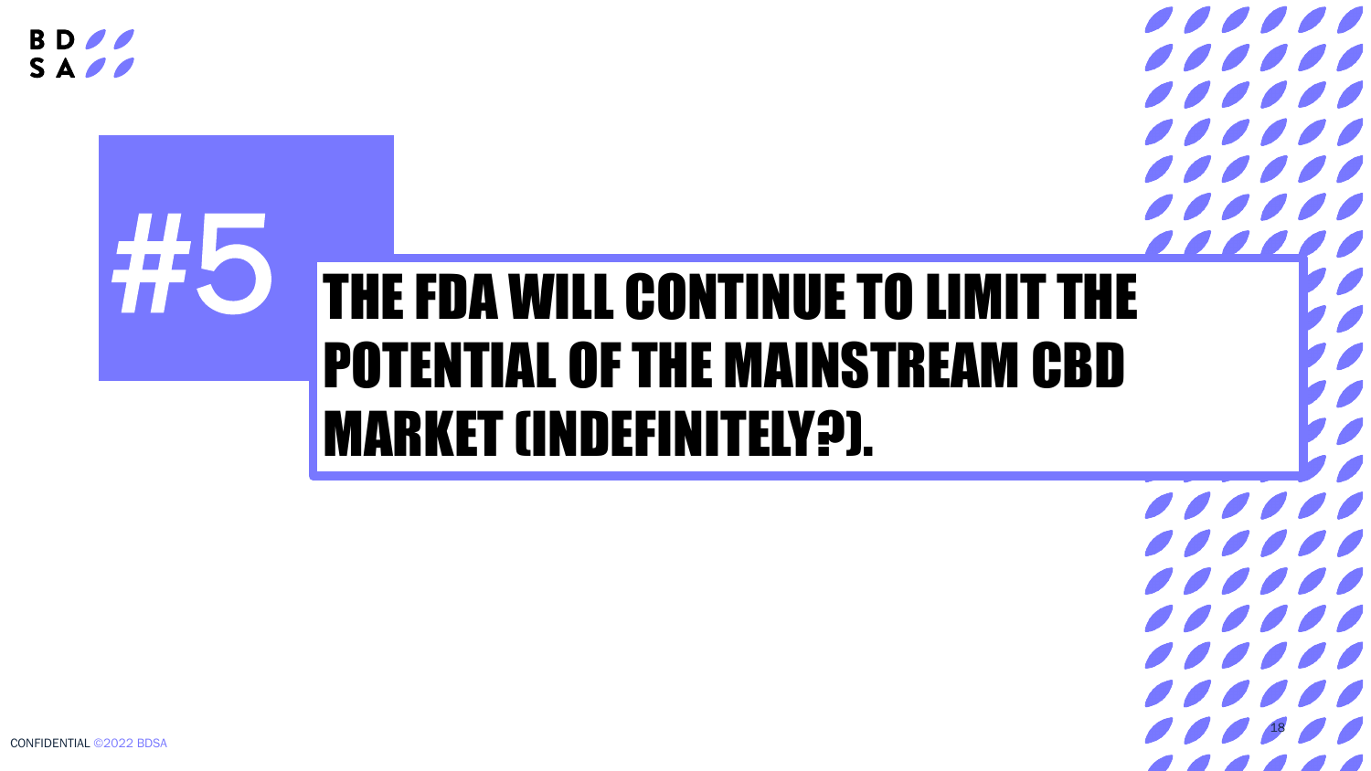# #5

# THE FDA WILL CONTINUE TO LIMIT THE POTENTIAL OF THE MAINSTREAM CBD MARKET (INDEFINITELY?).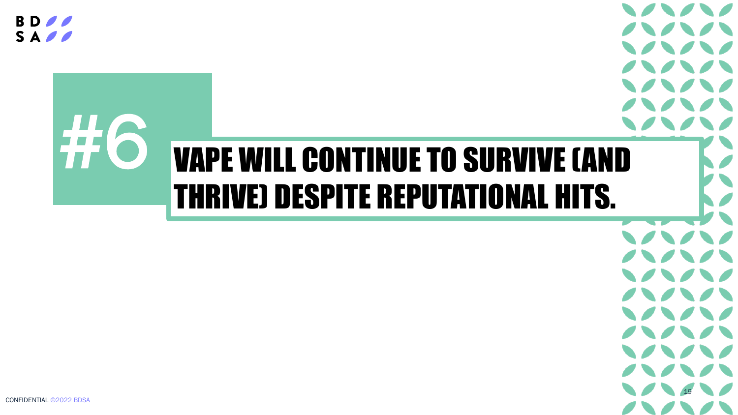# #6 VAPE WILL CONTINUE TO SURVIVE (AND THRIVE) DESPITE REPUTATIONAL HITS.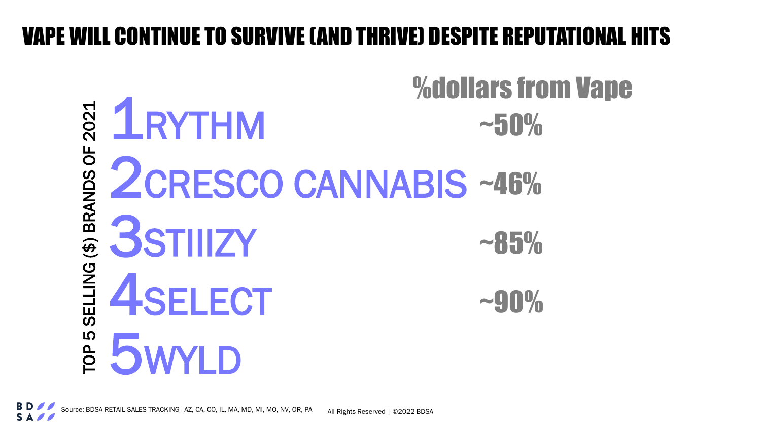# VAPE WILL CONTINUE TO SURVIVE (AND THRIVE) DESPITE REPUTATIONAL HITS

| TOP 5 SELLING ($) BRANDS OF 2021 | %dollars from Vape |
|---|---|
| 1 RYTHM | ~50% |
| 2 CRESCO CANNABIS | ~46% |
| 3 STIIIZY | ~85% |
| 4 SELECT | ~90% |
| 5 WYLD | |

Source: BDSA RETAIL SALES TRACKING—AZ, CA, CO, IL, MA, MD, MI, MO, NV, OR, PA

All Rights Reserved | ©2022 BDSA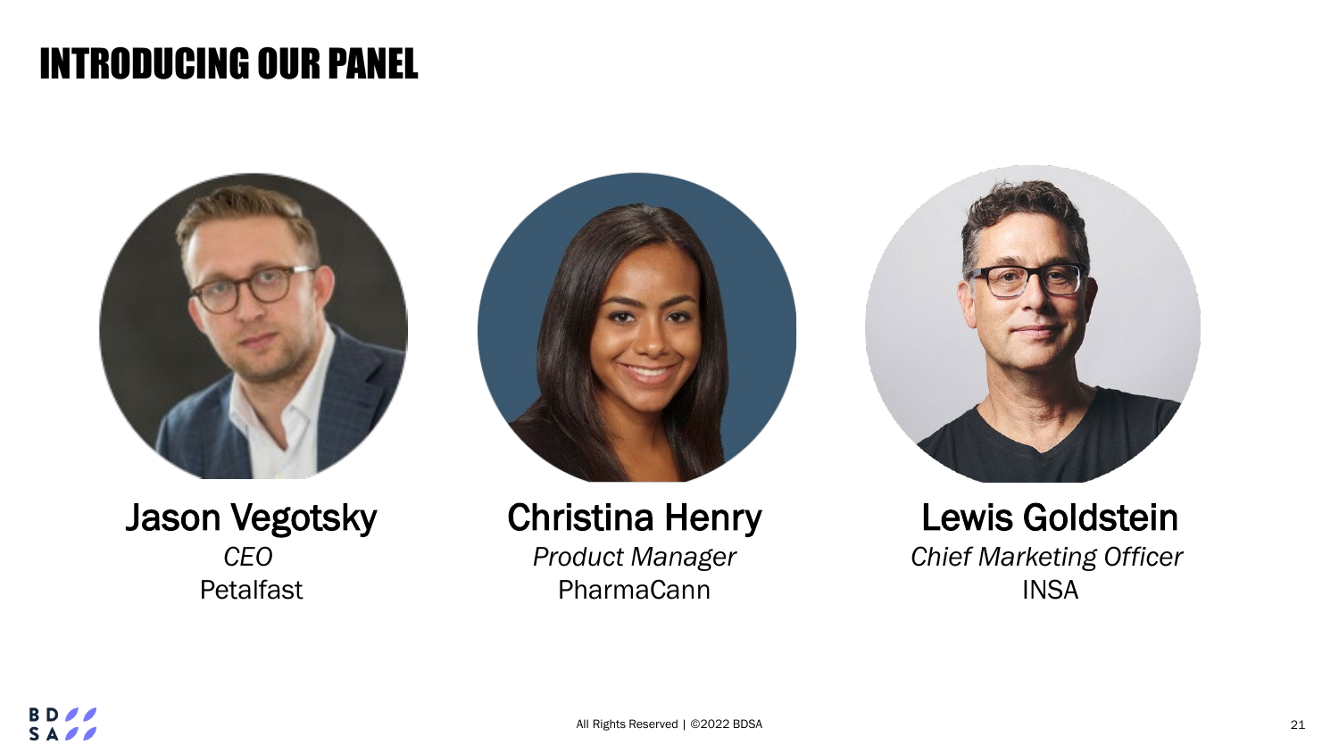# INTRODUCING OUR PANEL

**Jason Vegotsky**
*CEO*
Petalfast

**Christina Henry**
*Product Manager*
PharmaCann

**Lewis Goldstein**
*Chief Marketing Officer*
INSA

All Rights Reserved | ©2022 BDSA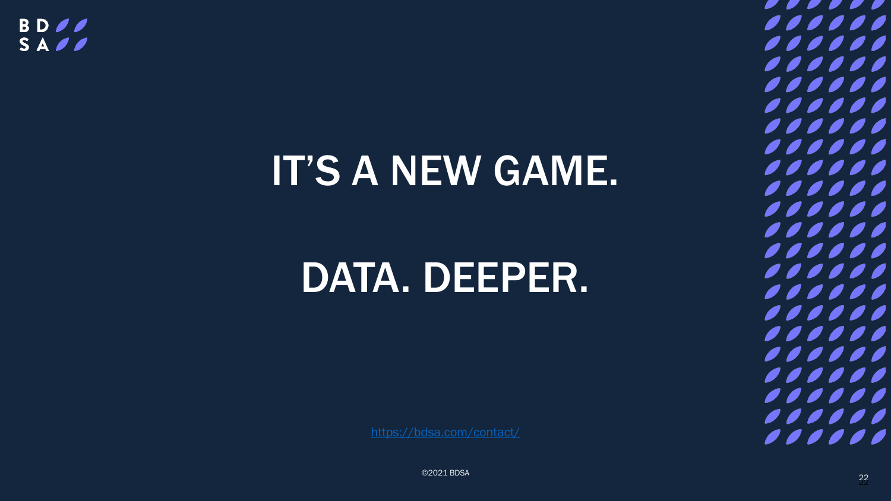# IT'S A NEW GAME.

# DATA. DEEPER.

https://bdsa.com/contact/

©2021 BDSA